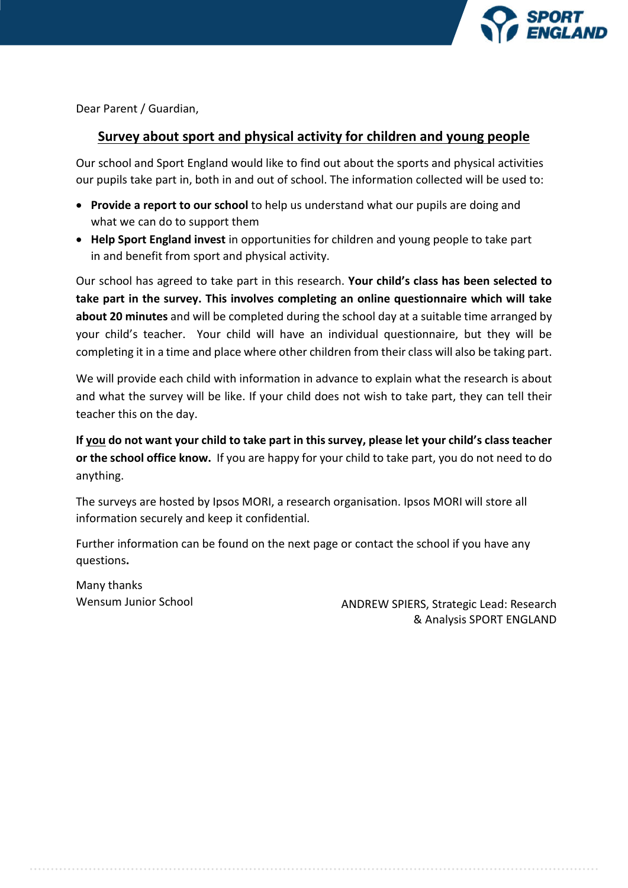Dear Parent / Guardian,

## Survey about sport and physical activity for children and young people

Our school and Sport England would like to find out about the sports and physical activities our pupils take part in, both in and out of school. The information collected will be used to:

- **Provide a report to our school** to help us understand what our pupils are doing and what we can do to support them
- **Help Sport England invest** in opportunities for children and young people to take part in and benefit from sport and physical activity.

Our school has agreed to take part in this research. **Your child's class has been selected to take part in the survey. This involves completing an online questionnaire which will take about 20 minutes** and will be completed during the school day at a suitable time arranged by your child's teacher. Your child will have an individual questionnaire, but they will be completing it in a time and place where other children from their class will also be taking part.

We will provide each child with information in advance to explain what the research is about and what the survey will be like. If your child does not wish to take part, they can tell their teacher this on the day.

**If <u>you</u> do not want your child to take part in this survey, please let your child's class teacher or the school office know.** If you are happy for your child to take part, you do not need to do anything.

The surveys are hosted by Ipsos MORI, a research organisation. Ipsos MORI will store all information securely and keep it confidential.

Further information can be found on the next page or contact the school if you have any questions**.**

Many thanks
Wensum Junior School

ANDREW SPIERS, Strategic Lead: Research & Analysis SPORT ENGLAND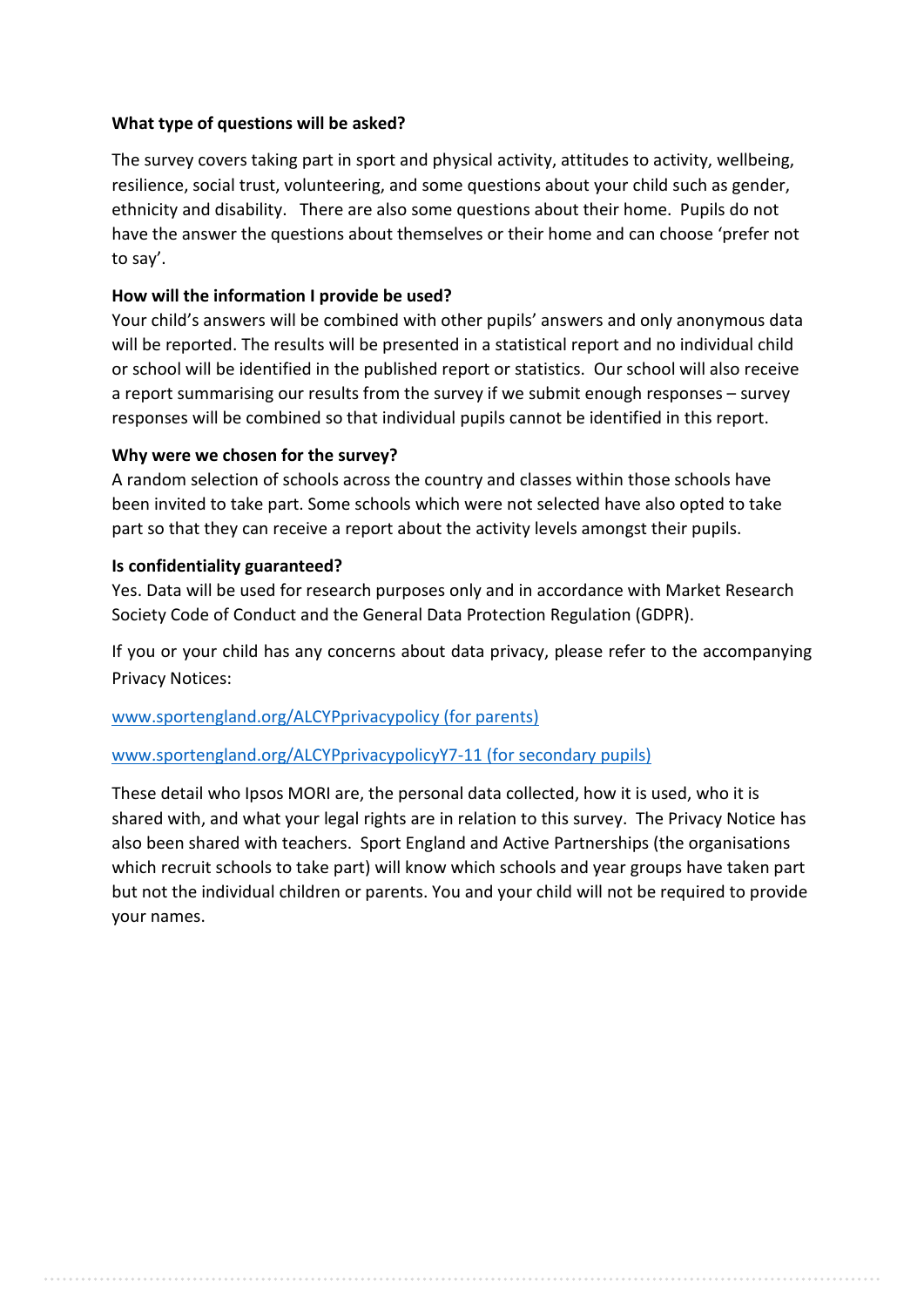**What type of questions will be asked?**

The survey covers taking part in sport and physical activity, attitudes to activity, wellbeing, resilience, social trust, volunteering, and some questions about your child such as gender, ethnicity and disability. There are also some questions about their home. Pupils do not have the answer the questions about themselves or their home and can choose 'prefer not to say'.

**How will the information I provide be used?**

Your child's answers will be combined with other pupils' answers and only anonymous data will be reported. The results will be presented in a statistical report and no individual child or school will be identified in the published report or statistics. Our school will also receive a report summarising our results from the survey if we submit enough responses – survey responses will be combined so that individual pupils cannot be identified in this report.

**Why were we chosen for the survey?**

A random selection of schools across the country and classes within those schools have been invited to take part. Some schools which were not selected have also opted to take part so that they can receive a report about the activity levels amongst their pupils.

**Is confidentiality guaranteed?**

Yes. Data will be used for research purposes only and in accordance with Market Research Society Code of Conduct and the General Data Protection Regulation (GDPR).

If you or your child has any concerns about data privacy, please refer to the accompanying Privacy Notices:

[www.sportengland.org/ALCYPprivacypolicy (for parents)](www.sportengland.org/ALCYPprivacypolicy)

[www.sportengland.org/ALCYPprivacypolicyY7-11 (for secondary pupils)](www.sportengland.org/ALCYPprivacypolicyY7-11)

These detail who Ipsos MORI are, the personal data collected, how it is used, who it is shared with, and what your legal rights are in relation to this survey. The Privacy Notice has also been shared with teachers. Sport England and Active Partnerships (the organisations which recruit schools to take part) will know which schools and year groups have taken part but not the individual children or parents. You and your child will not be required to provide your names.